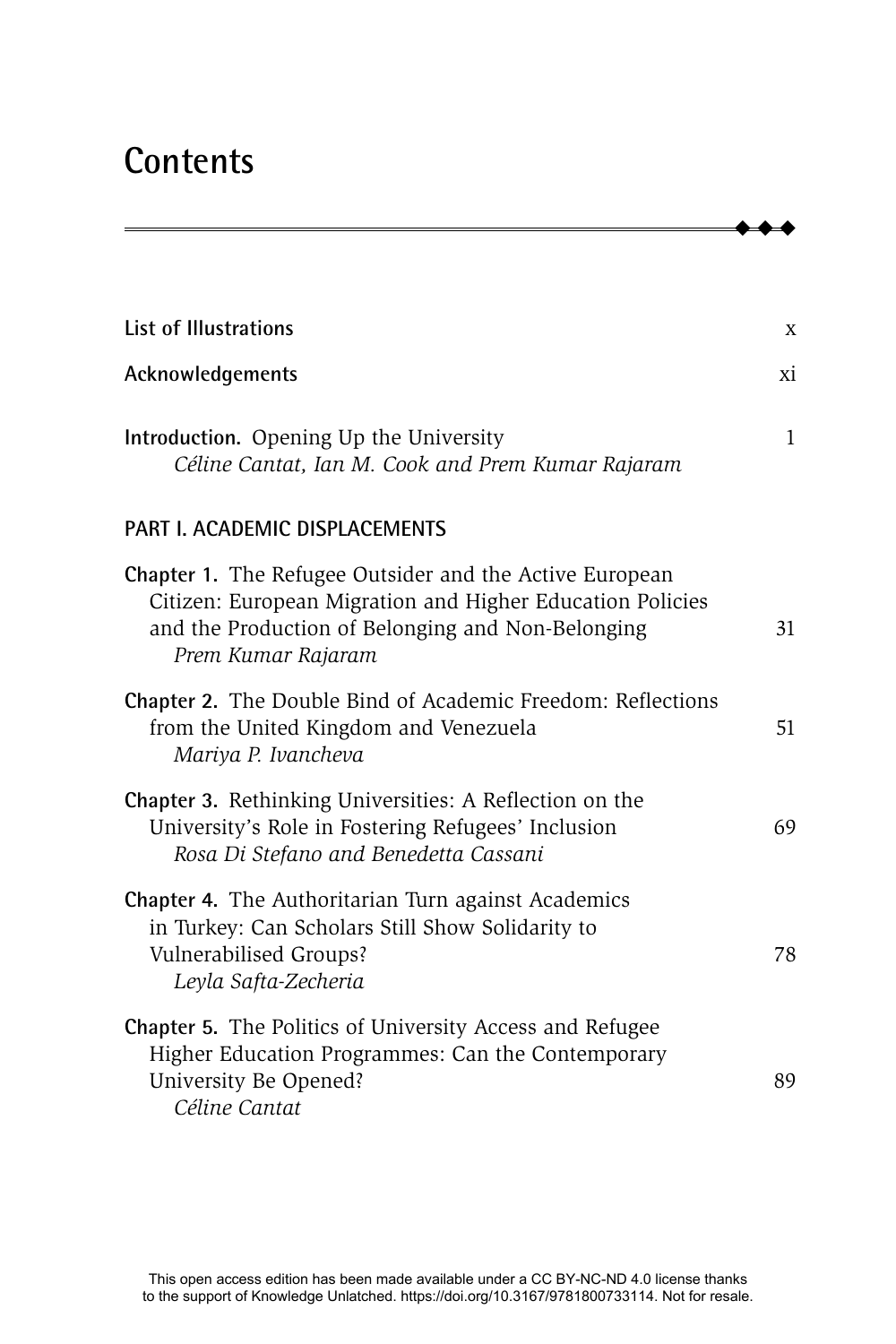# Contents

| | |
|---|---|
| **List of Illustrations** | x |
| **Acknowledgements** | xi |
| **Introduction.** Opening Up the University<br>*Céline Cantat, Ian M. Cook and Prem Kumar Rajaram* | 1 |

## PART I. ACADEMIC DISPLACEMENTS

| | |
|---|---|
| **Chapter 1.** The Refugee Outsider and the Active European Citizen: European Migration and Higher Education Policies and the Production of Belonging and Non-Belonging<br>*Prem Kumar Rajaram* | 31 |
| **Chapter 2.** The Double Bind of Academic Freedom: Reflections from the United Kingdom and Venezuela<br>*Mariya P. Ivancheva* | 51 |
| **Chapter 3.** Rethinking Universities: A Reflection on the University's Role in Fostering Refugees' Inclusion<br>*Rosa Di Stefano and Benedetta Cassani* | 69 |
| **Chapter 4.** The Authoritarian Turn against Academics in Turkey: Can Scholars Still Show Solidarity to Vulnerabilised Groups?<br>*Leyla Safta-Zecheria* | 78 |
| **Chapter 5.** The Politics of University Access and Refugee Higher Education Programmes: Can the Contemporary University Be Opened?<br>*Céline Cantat* | 89 |

This open access edition has been made available under a CC BY-NC-ND 4.0 license thanks to the support of Knowledge Unlatched. https://doi.org/10.3167/9781800733114. Not for resale.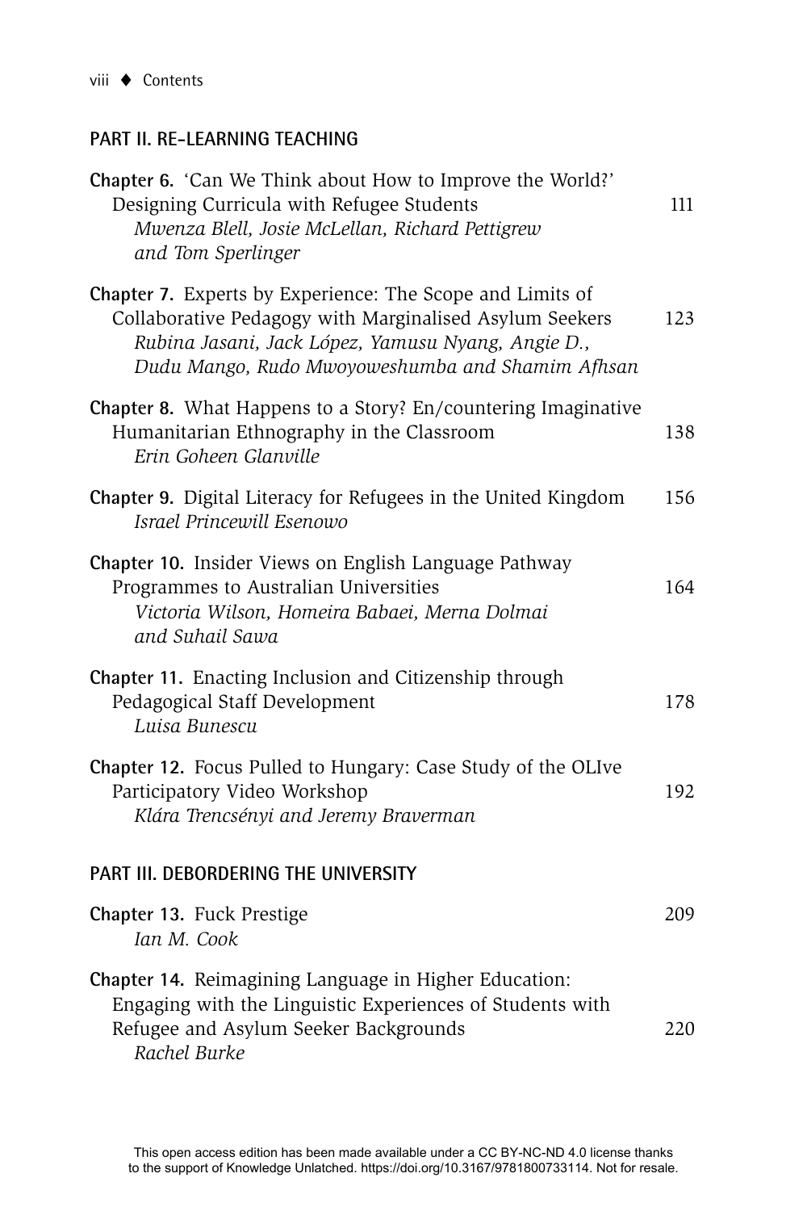## PART II. RE-LEARNING TEACHING

**Chapter 6.** 'Can We Think about How to Improve the World?' Designing Curricula with Refugee Students — 111
*Mwenza Blell, Josie McLellan, Richard Pettigrew and Tom Sperlinger*

**Chapter 7.** Experts by Experience: The Scope and Limits of Collaborative Pedagogy with Marginalised Asylum Seekers — 123
*Rubina Jasani, Jack López, Yamusu Nyang, Angie D., Dudu Mango, Rudo Mwoyoweshumba and Shamim Afhsan*

**Chapter 8.** What Happens to a Story? En/countering Imaginative Humanitarian Ethnography in the Classroom — 138
*Erin Goheen Glanville*

**Chapter 9.** Digital Literacy for Refugees in the United Kingdom — 156
*Israel Princewill Esenowo*

**Chapter 10.** Insider Views on English Language Pathway Programmes to Australian Universities — 164
*Victoria Wilson, Homeira Babaei, Merna Dolmai and Suhail Sawa*

**Chapter 11.** Enacting Inclusion and Citizenship through Pedagogical Staff Development — 178
*Luisa Bunescu*

**Chapter 12.** Focus Pulled to Hungary: Case Study of the OLIve Participatory Video Workshop — 192
*Klára Trencsényi and Jeremy Braverman*

## PART III. DEBORDERING THE UNIVERSITY

**Chapter 13.** Fuck Prestige — 209
*Ian M. Cook*

**Chapter 14.** Reimagining Language in Higher Education: Engaging with the Linguistic Experiences of Students with Refugee and Asylum Seeker Backgrounds — 220
*Rachel Burke*

This open access edition has been made available under a CC BY-NC-ND 4.0 license thanks to the support of Knowledge Unlatched. https://doi.org/10.3167/9781800733114. Not for resale.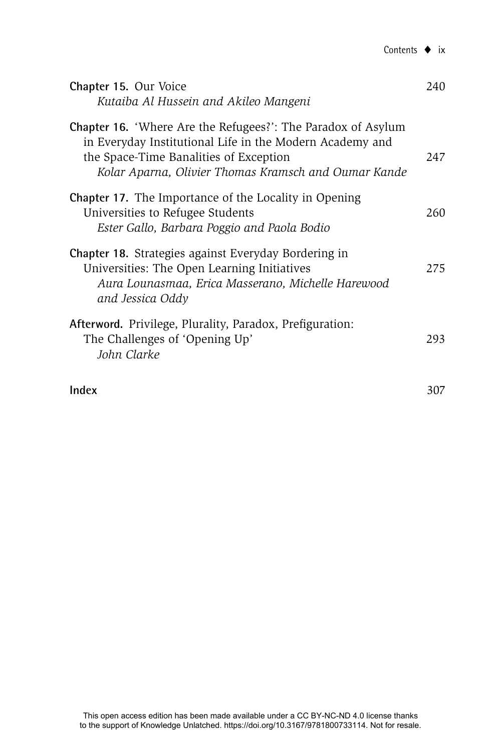**Chapter 15.** Our Voice 240
*Kutaiba Al Hussein and Akileo Mangeni*

**Chapter 16.** 'Where Are the Refugees?': The Paradox of Asylum in Everyday Institutional Life in the Modern Academy and the Space-Time Banalities of Exception 247
*Kolar Aparna, Olivier Thomas Kramsch and Oumar Kande*

**Chapter 17.** The Importance of the Locality in Opening Universities to Refugee Students 260
*Ester Gallo, Barbara Poggio and Paola Bodio*

**Chapter 18.** Strategies against Everyday Bordering in Universities: The Open Learning Initiatives 275
*Aura Lounasmaa, Erica Masserano, Michelle Harewood and Jessica Oddy*

**Afterword.** Privilege, Plurality, Paradox, Prefiguration: The Challenges of 'Opening Up' 293
*John Clarke*

**Index** 307

This open access edition has been made available under a CC BY-NC-ND 4.0 license thanks to the support of Knowledge Unlatched. https://doi.org/10.3167/9781800733114. Not for resale.